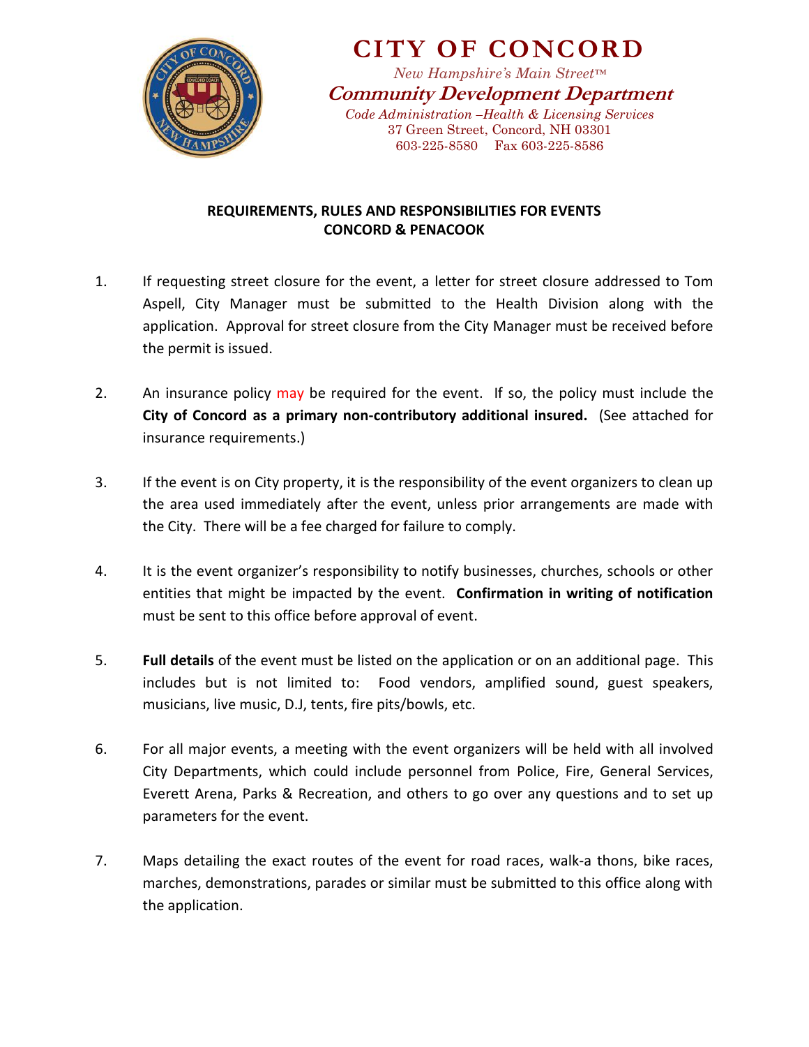# CITY OF CONCORD

*New Hampshire's Main Street™*

***Community Development Department***

*Code Administration –Health & Licensing Services*

37 Green Street, Concord, NH 03301

603-225-8580 Fax 603-225-8586

## REQUIREMENTS, RULES AND RESPONSIBILITIES FOR EVENTS CONCORD & PENACOOK

1. If requesting street closure for the event, a letter for street closure addressed to Tom Aspell, City Manager must be submitted to the Health Division along with the application. Approval for street closure from the City Manager must be received before the permit is issued.

2. An insurance policy may be required for the event. If so, the policy must include the **City of Concord as a primary non-contributory additional insured.** (See attached for insurance requirements.)

3. If the event is on City property, it is the responsibility of the event organizers to clean up the area used immediately after the event, unless prior arrangements are made with the City. There will be a fee charged for failure to comply.

4. It is the event organizer's responsibility to notify businesses, churches, schools or other entities that might be impacted by the event. **Confirmation in writing of notification** must be sent to this office before approval of event.

5. **Full details** of the event must be listed on the application or on an additional page. This includes but is not limited to: Food vendors, amplified sound, guest speakers, musicians, live music, D.J, tents, fire pits/bowls, etc.

6. For all major events, a meeting with the event organizers will be held with all involved City Departments, which could include personnel from Police, Fire, General Services, Everett Arena, Parks & Recreation, and others to go over any questions and to set up parameters for the event.

7. Maps detailing the exact routes of the event for road races, walk-a thons, bike races, marches, demonstrations, parades or similar must be submitted to this office along with the application.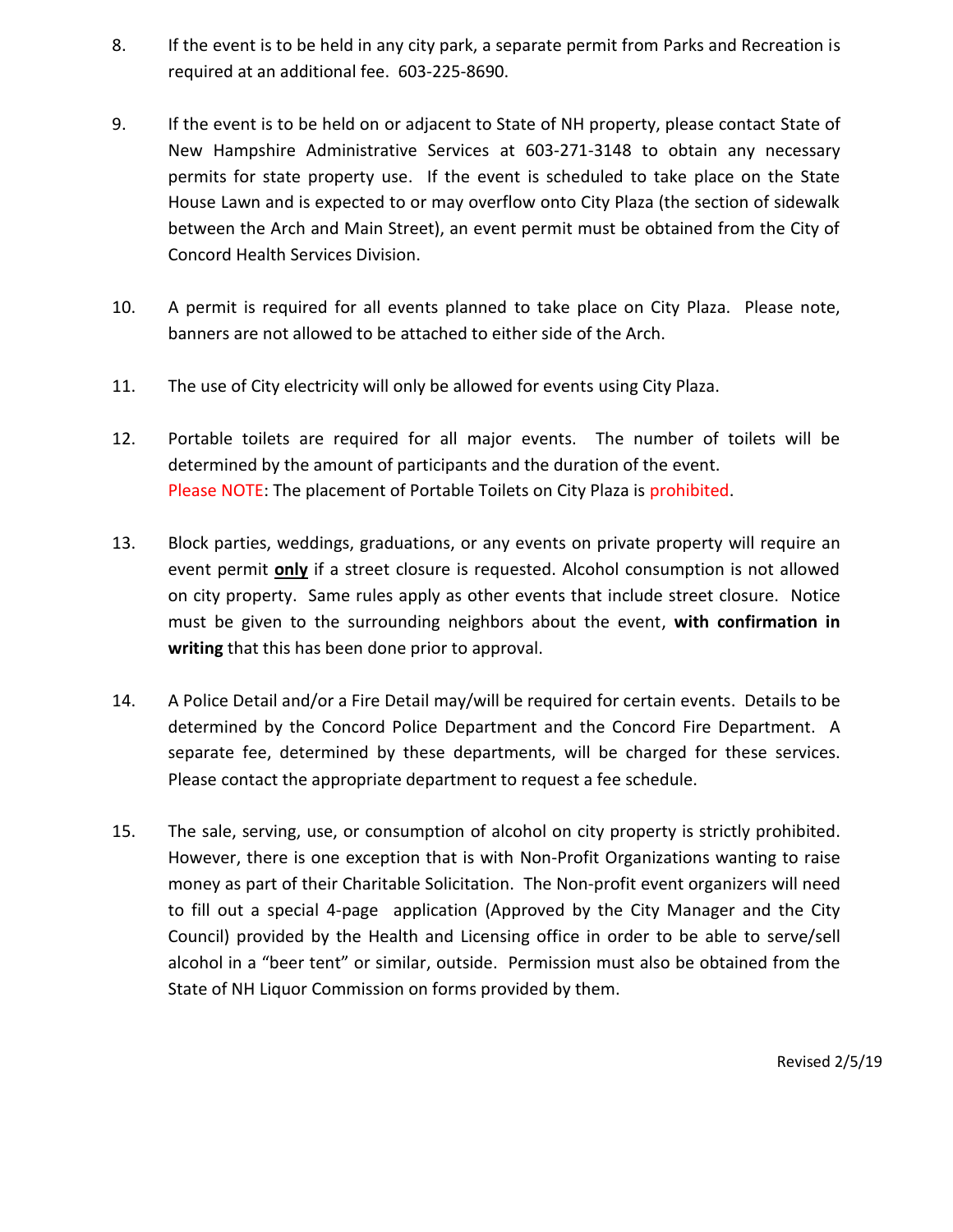8. If the event is to be held in any city park, a separate permit from Parks and Recreation is required at an additional fee. 603-225-8690.

9. If the event is to be held on or adjacent to State of NH property, please contact State of New Hampshire Administrative Services at 603-271-3148 to obtain any necessary permits for state property use. If the event is scheduled to take place on the State House Lawn and is expected to or may overflow onto City Plaza (the section of sidewalk between the Arch and Main Street), an event permit must be obtained from the City of Concord Health Services Division.

10. A permit is required for all events planned to take place on City Plaza. Please note, banners are not allowed to be attached to either side of the Arch.

11. The use of City electricity will only be allowed for events using City Plaza.

12. Portable toilets are required for all major events. The number of toilets will be determined by the amount of participants and the duration of the event.
Please NOTE: The placement of Portable Toilets on City Plaza is prohibited.

13. Block parties, weddings, graduations, or any events on private property will require an event permit <u>**only**</u> if a street closure is requested. Alcohol consumption is not allowed on city property. Same rules apply as other events that include street closure. Notice must be given to the surrounding neighbors about the event, **with confirmation in writing** that this has been done prior to approval.

14. A Police Detail and/or a Fire Detail may/will be required for certain events. Details to be determined by the Concord Police Department and the Concord Fire Department. A separate fee, determined by these departments, will be charged for these services. Please contact the appropriate department to request a fee schedule.

15. The sale, serving, use, or consumption of alcohol on city property is strictly prohibited. However, there is one exception that is with Non-Profit Organizations wanting to raise money as part of their Charitable Solicitation. The Non-profit event organizers will need to fill out a special 4-page application (Approved by the City Manager and the City Council) provided by the Health and Licensing office in order to be able to serve/sell alcohol in a "beer tent" or similar, outside. Permission must also be obtained from the State of NH Liquor Commission on forms provided by them.

Revised 2/5/19